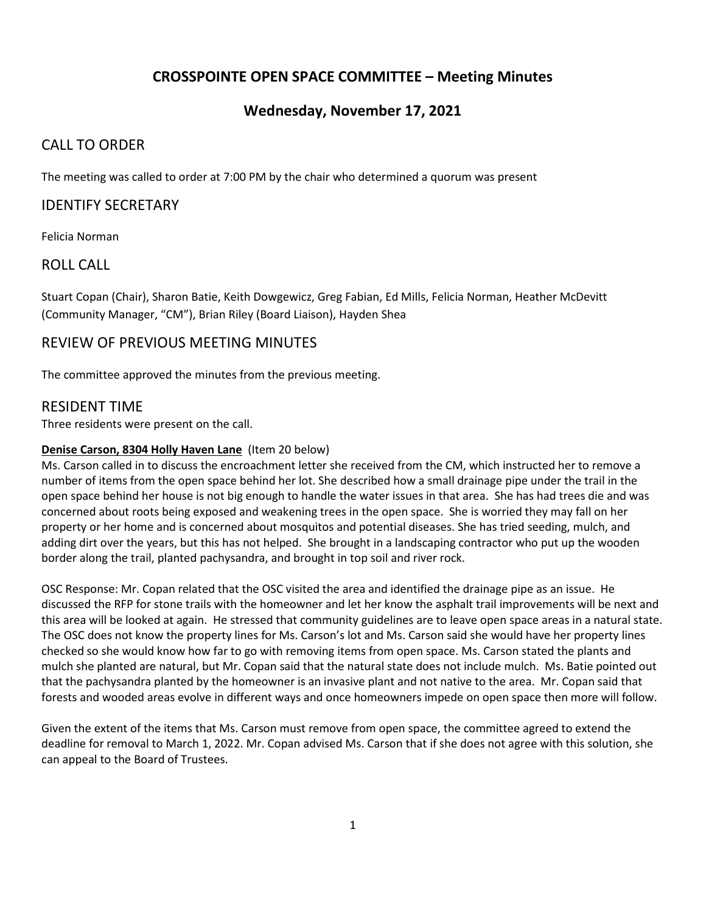# CROSSPOINTE OPEN SPACE COMMITTEE – Meeting Minutes

## Wednesday, November 17, 2021

## CALL TO ORDER

The meeting was called to order at 7:00 PM by the chair who determined a quorum was present

## IDENTIFY SECRETARY

Felicia Norman

## ROLL CALL

Stuart Copan (Chair), Sharon Batie, Keith Dowgewicz, Greg Fabian, Ed Mills, Felicia Norman, Heather McDevitt (Community Manager, "CM"), Brian Riley (Board Liaison), Hayden Shea

## REVIEW OF PREVIOUS MEETING MINUTES

The committee approved the minutes from the previous meeting.

## RESIDENT TIME

Three residents were present on the call.

**Denise Carson, 8304 Holly Haven Lane** (Item 20 below)

Ms. Carson called in to discuss the encroachment letter she received from the CM, which instructed her to remove a number of items from the open space behind her lot. She described how a small drainage pipe under the trail in the open space behind her house is not big enough to handle the water issues in that area. She has had trees die and was concerned about roots being exposed and weakening trees in the open space. She is worried they may fall on her property or her home and is concerned about mosquitos and potential diseases. She has tried seeding, mulch, and adding dirt over the years, but this has not helped. She brought in a landscaping contractor who put up the wooden border along the trail, planted pachysandra, and brought in top soil and river rock.

OSC Response: Mr. Copan related that the OSC visited the area and identified the drainage pipe as an issue. He discussed the RFP for stone trails with the homeowner and let her know the asphalt trail improvements will be next and this area will be looked at again. He stressed that community guidelines are to leave open space areas in a natural state. The OSC does not know the property lines for Ms. Carson's lot and Ms. Carson said she would have her property lines checked so she would know how far to go with removing items from open space. Ms. Carson stated the plants and mulch she planted are natural, but Mr. Copan said that the natural state does not include mulch. Ms. Batie pointed out that the pachysandra planted by the homeowner is an invasive plant and not native to the area. Mr. Copan said that forests and wooded areas evolve in different ways and once homeowners impede on open space then more will follow.

Given the extent of the items that Ms. Carson must remove from open space, the committee agreed to extend the deadline for removal to March 1, 2022. Mr. Copan advised Ms. Carson that if she does not agree with this solution, she can appeal to the Board of Trustees.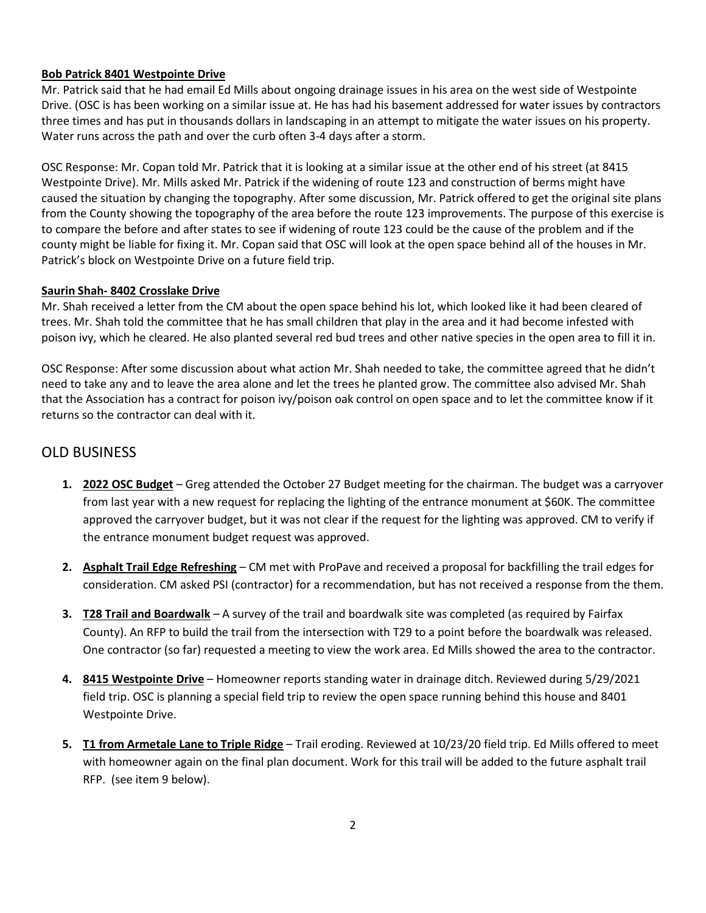**Bob Patrick 8401 Westpointe Drive**

Mr. Patrick said that he had email Ed Mills about ongoing drainage issues in his area on the west side of Westpointe Drive. (OSC is has been working on a similar issue at. He has had his basement addressed for water issues by contractors three times and has put in thousands dollars in landscaping in an attempt to mitigate the water issues on his property. Water runs across the path and over the curb often 3-4 days after a storm.

OSC Response: Mr. Copan told Mr. Patrick that it is looking at a similar issue at the other end of his street (at 8415 Westpointe Drive). Mr. Mills asked Mr. Patrick if the widening of route 123 and construction of berms might have caused the situation by changing the topography. After some discussion, Mr. Patrick offered to get the original site plans from the County showing the topography of the area before the route 123 improvements. The purpose of this exercise is to compare the before and after states to see if widening of route 123 could be the cause of the problem and if the county might be liable for fixing it. Mr. Copan said that OSC will look at the open space behind all of the houses in Mr. Patrick's block on Westpointe Drive on a future field trip.

**Saurin Shah- 8402 Crosslake Drive**

Mr. Shah received a letter from the CM about the open space behind his lot, which looked like it had been cleared of trees. Mr. Shah told the committee that he has small children that play in the area and it had become infested with poison ivy, which he cleared. He also planted several red bud trees and other native species in the open area to fill it in.

OSC Response: After some discussion about what action Mr. Shah needed to take, the committee agreed that he didn't need to take any and to leave the area alone and let the trees he planted grow. The committee also advised Mr. Shah that the Association has a contract for poison ivy/poison oak control on open space and to let the committee know if it returns so the contractor can deal with it.

## OLD BUSINESS

1. **2022 OSC Budget** – Greg attended the October 27 Budget meeting for the chairman. The budget was a carryover from last year with a new request for replacing the lighting of the entrance monument at $60K. The committee approved the carryover budget, but it was not clear if the request for the lighting was approved. CM to verify if the entrance monument budget request was approved.
2. **Asphalt Trail Edge Refreshing** – CM met with ProPave and received a proposal for backfilling the trail edges for consideration. CM asked PSI (contractor) for a recommendation, but has not received a response from the them.
3. **T28 Trail and Boardwalk** – A survey of the trail and boardwalk site was completed (as required by Fairfax County). An RFP to build the trail from the intersection with T29 to a point before the boardwalk was released. One contractor (so far) requested a meeting to view the work area. Ed Mills showed the area to the contractor.
4. **8415 Westpointe Drive** – Homeowner reports standing water in drainage ditch. Reviewed during 5/29/2021 field trip. OSC is planning a special field trip to review the open space running behind this house and 8401 Westpointe Drive.
5. **T1 from Armetale Lane to Triple Ridge** – Trail eroding. Reviewed at 10/23/20 field trip. Ed Mills offered to meet with homeowner again on the final plan document. Work for this trail will be added to the future asphalt trail RFP. (see item 9 below).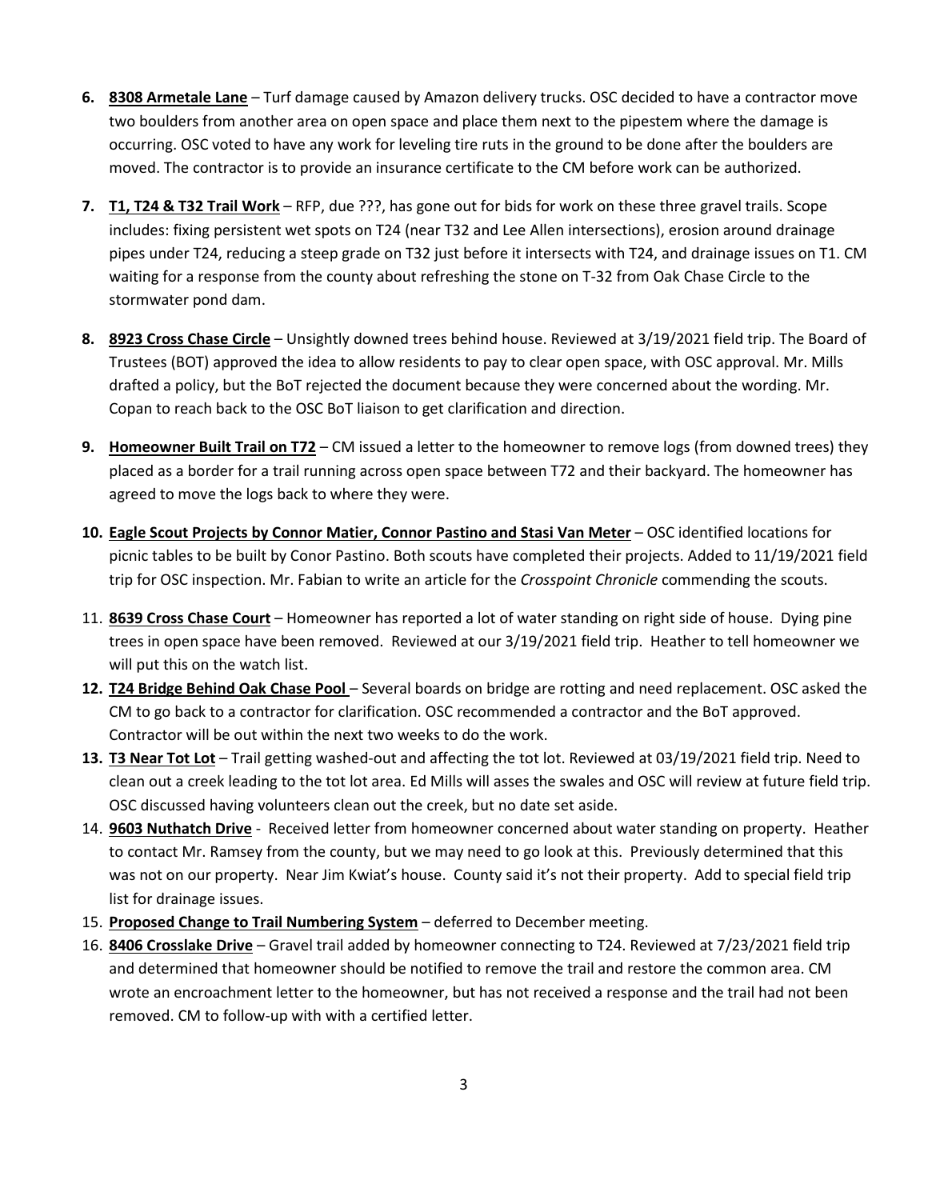6. **8308 Armetale Lane** – Turf damage caused by Amazon delivery trucks. OSC decided to have a contractor move two boulders from another area on open space and place them next to the pipestem where the damage is occurring. OSC voted to have any work for leveling tire ruts in the ground to be done after the boulders are moved. The contractor is to provide an insurance certificate to the CM before work can be authorized.

7. **T1, T24 & T32 Trail Work** – RFP, due ???, has gone out for bids for work on these three gravel trails. Scope includes: fixing persistent wet spots on T24 (near T32 and Lee Allen intersections), erosion around drainage pipes under T24, reducing a steep grade on T32 just before it intersects with T24, and drainage issues on T1. CM waiting for a response from the county about refreshing the stone on T-32 from Oak Chase Circle to the stormwater pond dam.

8. **8923 Cross Chase Circle** – Unsightly downed trees behind house. Reviewed at 3/19/2021 field trip. The Board of Trustees (BOT) approved the idea to allow residents to pay to clear open space, with OSC approval. Mr. Mills drafted a policy, but the BoT rejected the document because they were concerned about the wording. Mr. Copan to reach back to the OSC BoT liaison to get clarification and direction.

9. **Homeowner Built Trail on T72** – CM issued a letter to the homeowner to remove logs (from downed trees) they placed as a border for a trail running across open space between T72 and their backyard. The homeowner has agreed to move the logs back to where they were.

10. **Eagle Scout Projects by Connor Matier, Connor Pastino and Stasi Van Meter** – OSC identified locations for picnic tables to be built by Conor Pastino. Both scouts have completed their projects. Added to 11/19/2021 field trip for OSC inspection. Mr. Fabian to write an article for the *Crosspoint Chronicle* commending the scouts.

11. **8639 Cross Chase Court** – Homeowner has reported a lot of water standing on right side of house. Dying pine trees in open space have been removed. Reviewed at our 3/19/2021 field trip. Heather to tell homeowner we will put this on the watch list.

12. **T24 Bridge Behind Oak Chase Pool** – Several boards on bridge are rotting and need replacement. OSC asked the CM to go back to a contractor for clarification. OSC recommended a contractor and the BoT approved. Contractor will be out within the next two weeks to do the work.

13. **T3 Near Tot Lot** – Trail getting washed-out and affecting the tot lot. Reviewed at 03/19/2021 field trip. Need to clean out a creek leading to the tot lot area. Ed Mills will asses the swales and OSC will review at future field trip. OSC discussed having volunteers clean out the creek, but no date set aside.

14. **9603 Nuthatch Drive** - Received letter from homeowner concerned about water standing on property. Heather to contact Mr. Ramsey from the county, but we may need to go look at this. Previously determined that this was not on our property. Near Jim Kwiat's house. County said it's not their property. Add to special field trip list for drainage issues.

15. **Proposed Change to Trail Numbering System** – deferred to December meeting.

16. **8406 Crosslake Drive** – Gravel trail added by homeowner connecting to T24. Reviewed at 7/23/2021 field trip and determined that homeowner should be notified to remove the trail and restore the common area. CM wrote an encroachment letter to the homeowner, but has not received a response and the trail had not been removed. CM to follow-up with with a certified letter.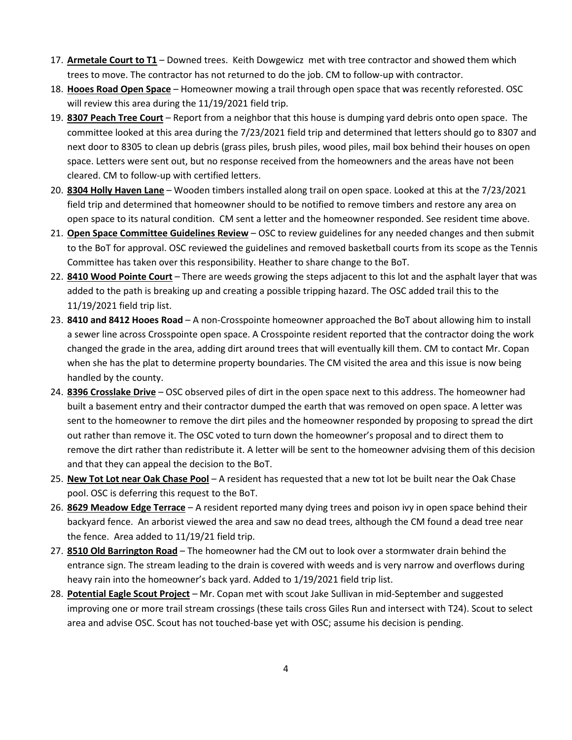17. **Armetale Court to T1** – Downed trees. Keith Dowgewicz met with tree contractor and showed them which trees to move. The contractor has not returned to do the job. CM to follow-up with contractor.
18. **Hooes Road Open Space** – Homeowner mowing a trail through open space that was recently reforested. OSC will review this area during the 11/19/2021 field trip.
19. **8307 Peach Tree Court** – Report from a neighbor that this house is dumping yard debris onto open space. The committee looked at this area during the 7/23/2021 field trip and determined that letters should go to 8307 and next door to 8305 to clean up debris (grass piles, brush piles, wood piles, mail box behind their houses on open space. Letters were sent out, but no response received from the homeowners and the areas have not been cleared. CM to follow-up with certified letters.
20. **8304 Holly Haven Lane** – Wooden timbers installed along trail on open space. Looked at this at the 7/23/2021 field trip and determined that homeowner should to be notified to remove timbers and restore any area on open space to its natural condition. CM sent a letter and the homeowner responded. See resident time above.
21. **Open Space Committee Guidelines Review** – OSC to review guidelines for any needed changes and then submit to the BoT for approval. OSC reviewed the guidelines and removed basketball courts from its scope as the Tennis Committee has taken over this responsibility. Heather to share change to the BoT.
22. **8410 Wood Pointe Court** – There are weeds growing the steps adjacent to this lot and the asphalt layer that was added to the path is breaking up and creating a possible tripping hazard. The OSC added trail this to the 11/19/2021 field trip list.
23. **8410 and 8412 Hooes Road** – A non-Crosspointe homeowner approached the BoT about allowing him to install a sewer line across Crosspointe open space. A Crosspointe resident reported that the contractor doing the work changed the grade in the area, adding dirt around trees that will eventually kill them. CM to contact Mr. Copan when she has the plat to determine property boundaries. The CM visited the area and this issue is now being handled by the county.
24. **8396 Crosslake Drive** – OSC observed piles of dirt in the open space next to this address. The homeowner had built a basement entry and their contractor dumped the earth that was removed on open space. A letter was sent to the homeowner to remove the dirt piles and the homeowner responded by proposing to spread the dirt out rather than remove it. The OSC voted to turn down the homeowner's proposal and to direct them to remove the dirt rather than redistribute it. A letter will be sent to the homeowner advising them of this decision and that they can appeal the decision to the BoT.
25. **New Tot Lot near Oak Chase Pool** – A resident has requested that a new tot lot be built near the Oak Chase pool. OSC is deferring this request to the BoT.
26. **8629 Meadow Edge Terrace** – A resident reported many dying trees and poison ivy in open space behind their backyard fence. An arborist viewed the area and saw no dead trees, although the CM found a dead tree near the fence. Area added to 11/19/21 field trip.
27. **8510 Old Barrington Road** – The homeowner had the CM out to look over a stormwater drain behind the entrance sign. The stream leading to the drain is covered with weeds and is very narrow and overflows during heavy rain into the homeowner's back yard. Added to 1/19/2021 field trip list.
28. **Potential Eagle Scout Project** – Mr. Copan met with scout Jake Sullivan in mid-September and suggested improving one or more trail stream crossings (these tails cross Giles Run and intersect with T24). Scout to select area and advise OSC. Scout has not touched-base yet with OSC; assume his decision is pending.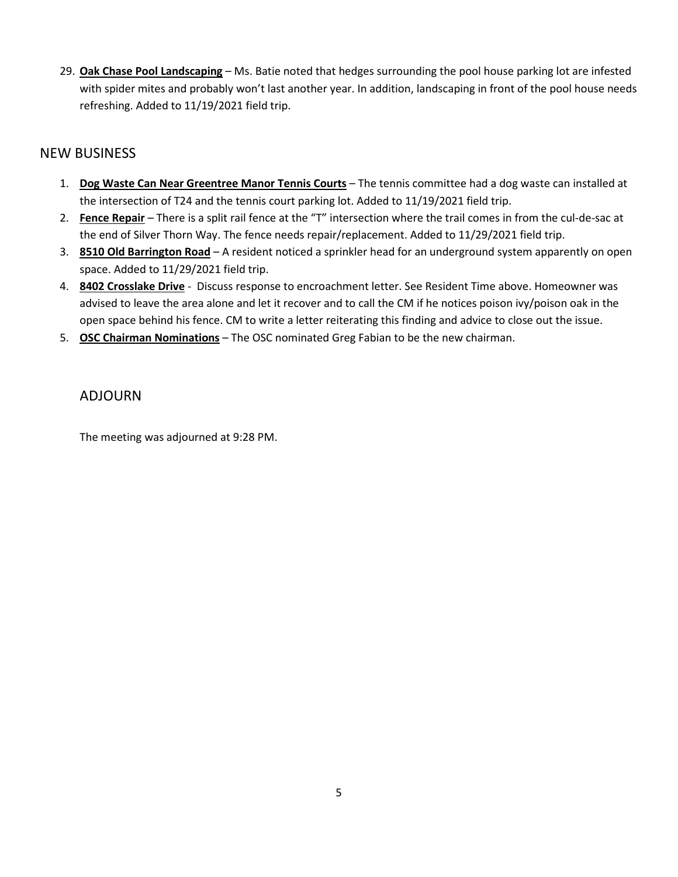29. **Oak Chase Pool Landscaping** – Ms. Batie noted that hedges surrounding the pool house parking lot are infested with spider mites and probably won't last another year. In addition, landscaping in front of the pool house needs refreshing. Added to 11/19/2021 field trip.

## NEW BUSINESS

1. **Dog Waste Can Near Greentree Manor Tennis Courts** – The tennis committee had a dog waste can installed at the intersection of T24 and the tennis court parking lot. Added to 11/19/2021 field trip.
2. **Fence Repair** – There is a split rail fence at the "T" intersection where the trail comes in from the cul-de-sac at the end of Silver Thorn Way. The fence needs repair/replacement. Added to 11/29/2021 field trip.
3. **8510 Old Barrington Road** – A resident noticed a sprinkler head for an underground system apparently on open space. Added to 11/29/2021 field trip.
4. **8402 Crosslake Drive** - Discuss response to encroachment letter. See Resident Time above. Homeowner was advised to leave the area alone and let it recover and to call the CM if he notices poison ivy/poison oak in the open space behind his fence. CM to write a letter reiterating this finding and advice to close out the issue.
5. **OSC Chairman Nominations** – The OSC nominated Greg Fabian to be the new chairman.

## ADJOURN

The meeting was adjourned at 9:28 PM.